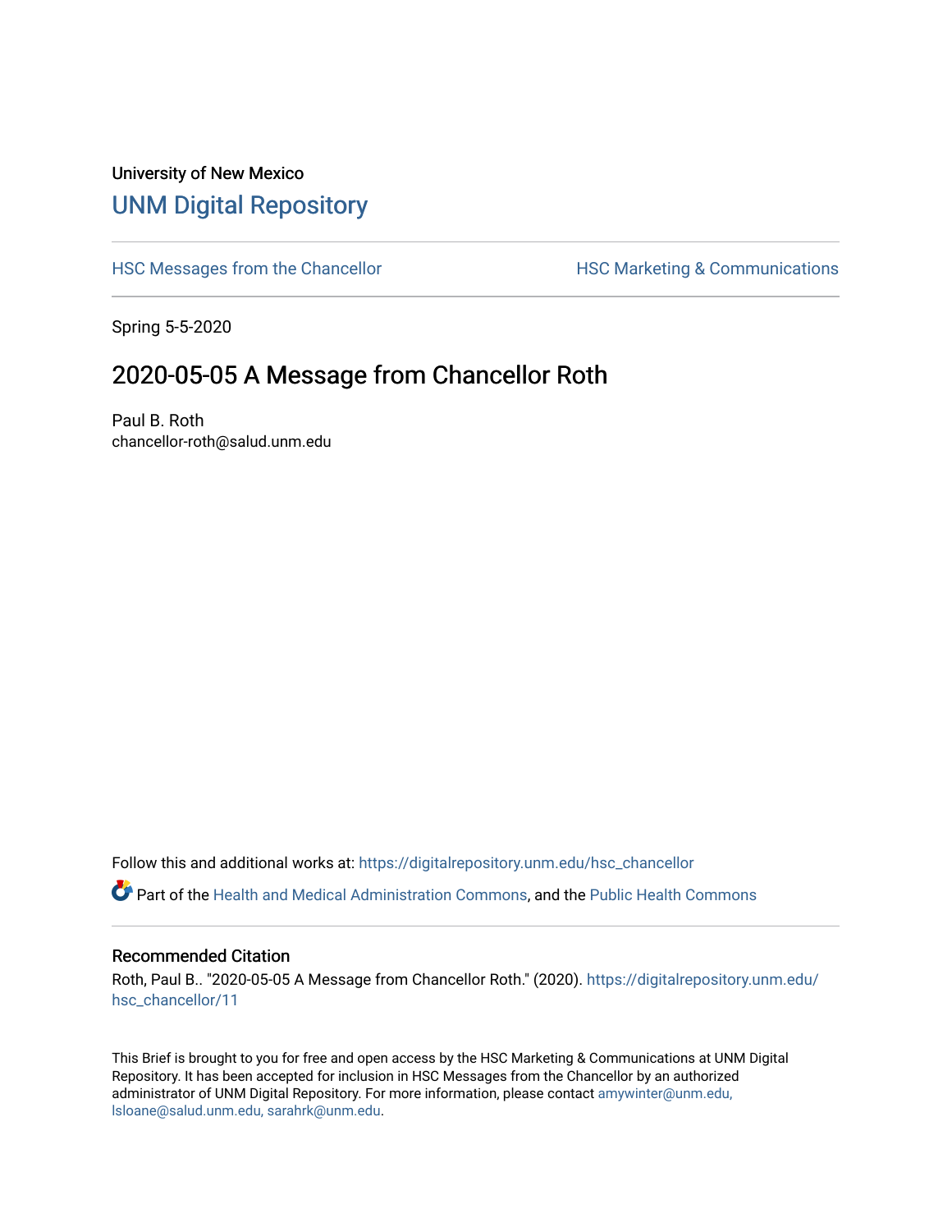University of New Mexico

# UNM Digital Repository

HSC Messages from the Chancellor

HSC Marketing & Communications

Spring 5-5-2020

## 2020-05-05 A Message from Chancellor Roth

Paul B. Roth
chancellor-roth@salud.unm.edu

Follow this and additional works at: https://digitalrepository.unm.edu/hsc_chancellor

Part of the Health and Medical Administration Commons, and the Public Health Commons

### Recommended Citation

Roth, Paul B.. "2020-05-05 A Message from Chancellor Roth." (2020). https://digitalrepository.unm.edu/hsc_chancellor/11

This Brief is brought to you for free and open access by the HSC Marketing & Communications at UNM Digital Repository. It has been accepted for inclusion in HSC Messages from the Chancellor by an authorized administrator of UNM Digital Repository. For more information, please contact amywinter@unm.edu, lsloane@salud.unm.edu, sarahrk@unm.edu.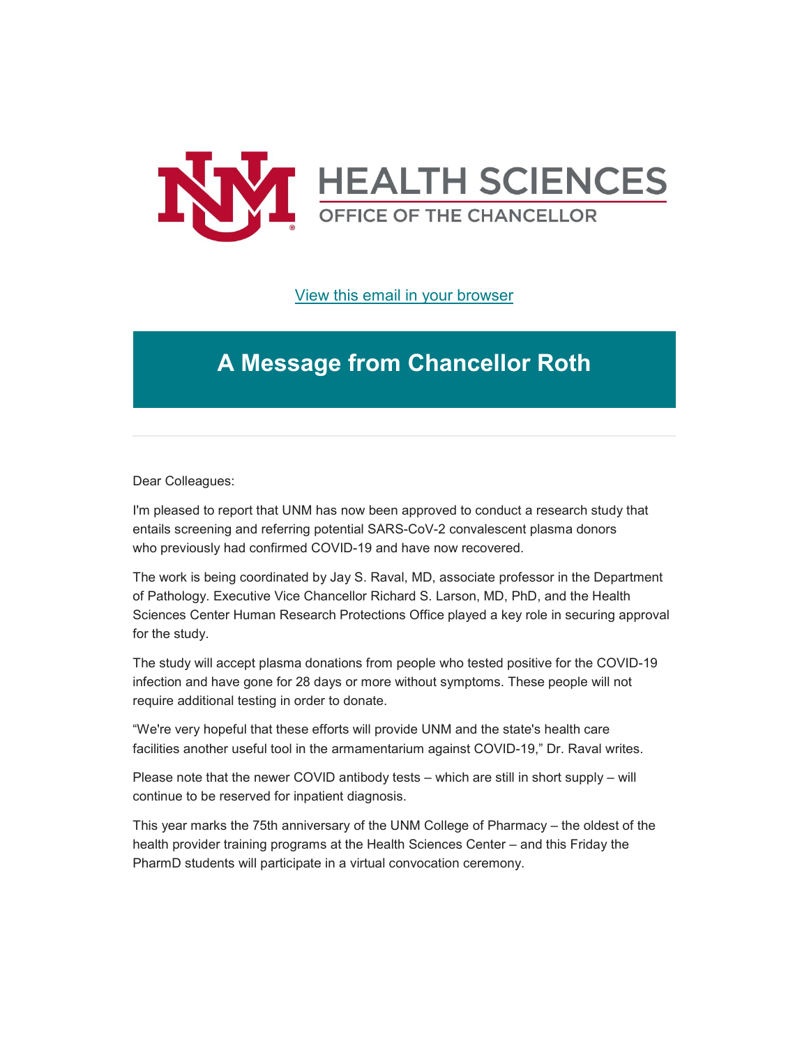View this email in your browser

# A Message from Chancellor Roth

---

Dear Colleagues:

I'm pleased to report that UNM has now been approved to conduct a research study that entails screening and referring potential SARS-CoV-2 convalescent plasma donors who previously had confirmed COVID-19 and have now recovered.

The work is being coordinated by Jay S. Raval, MD, associate professor in the Department of Pathology. Executive Vice Chancellor Richard S. Larson, MD, PhD, and the Health Sciences Center Human Research Protections Office played a key role in securing approval for the study.

The study will accept plasma donations from people who tested positive for the COVID-19 infection and have gone for 28 days or more without symptoms. These people will not require additional testing in order to donate.

"We're very hopeful that these efforts will provide UNM and the state's health care facilities another useful tool in the armamentarium against COVID-19," Dr. Raval writes.

Please note that the newer COVID antibody tests – which are still in short supply – will continue to be reserved for inpatient diagnosis.

This year marks the 75th anniversary of the UNM College of Pharmacy – the oldest of the health provider training programs at the Health Sciences Center – and this Friday the PharmD students will participate in a virtual convocation ceremony.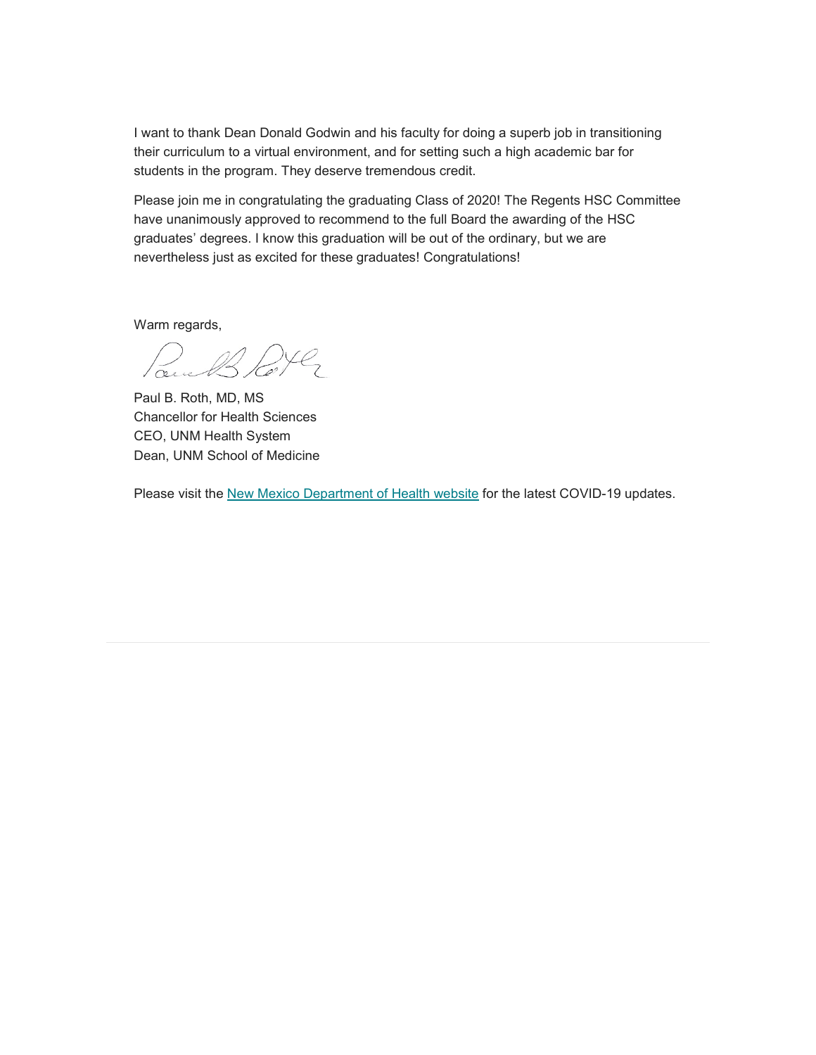I want to thank Dean Donald Godwin and his faculty for doing a superb job in transitioning their curriculum to a virtual environment, and for setting such a high academic bar for students in the program. They deserve tremendous credit.

Please join me in congratulating the graduating Class of 2020! The Regents HSC Committee have unanimously approved to recommend to the full Board the awarding of the HSC graduates' degrees. I know this graduation will be out of the ordinary, but we are nevertheless just as excited for these graduates! Congratulations!

Warm regards,

Paul B. Roth, MD, MS
Chancellor for Health Sciences
CEO, UNM Health System
Dean, UNM School of Medicine

Please visit the New Mexico Department of Health website for the latest COVID-19 updates.